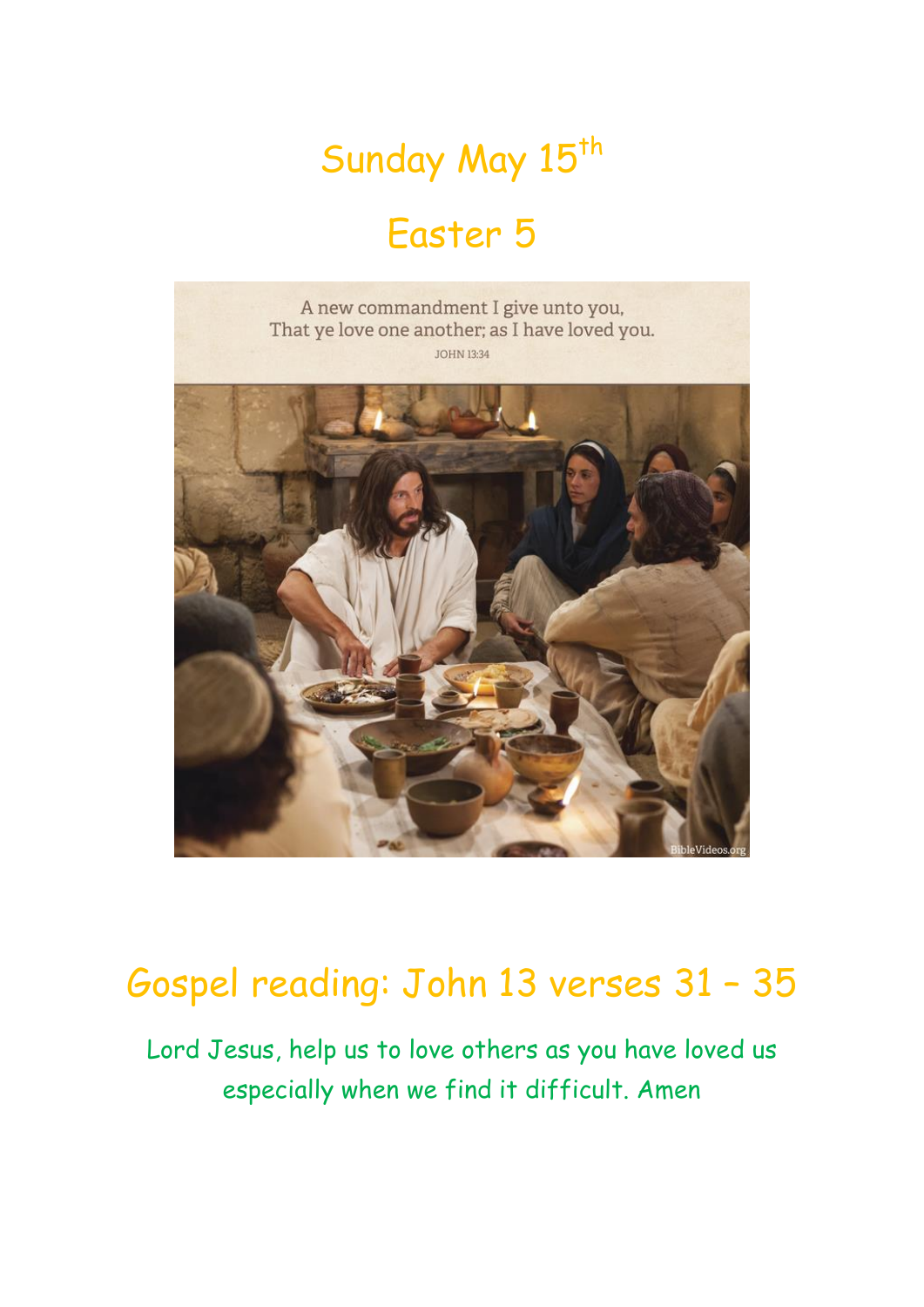# Sunday May 15th

# Easter 5

A new commandment I give unto you,
That ye love one another; as I have loved you.
JOHN 13:34

## Gospel reading: John 13 verses 31 – 35

Lord Jesus, help us to love others as you have loved us especially when we find it difficult. Amen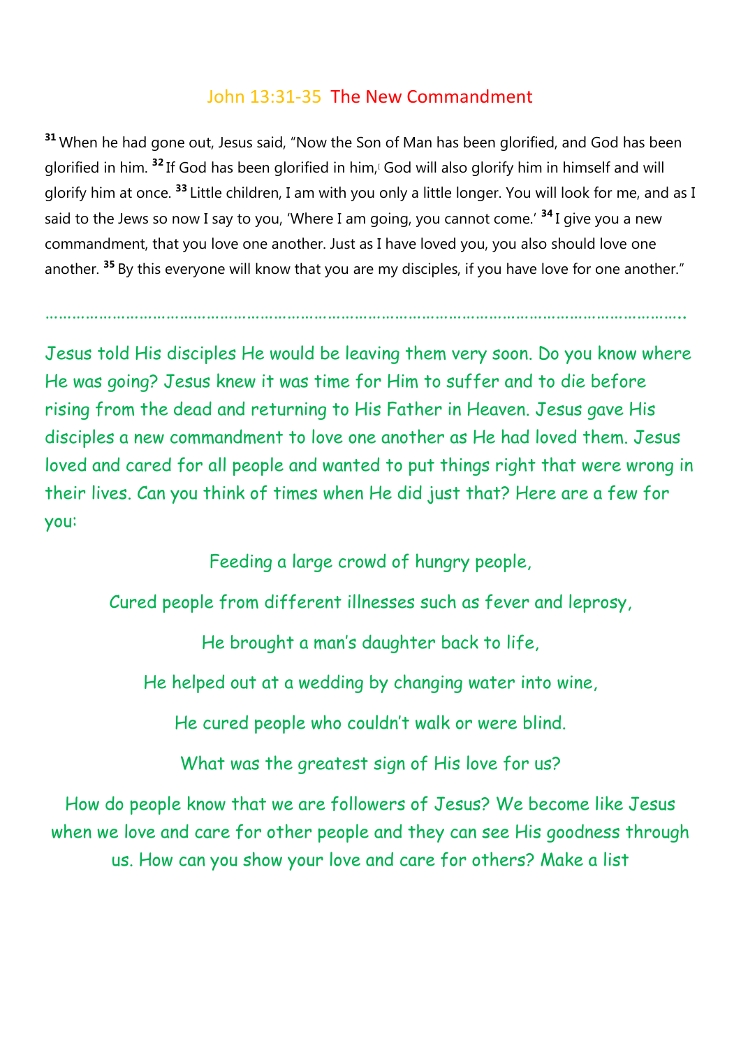## John 13:31-35 The New Commandment

[31] When he had gone out, Jesus said, "Now the Son of Man has been glorified, and God has been glorified in him. [32] If God has been glorified in him, God will also glorify him in himself and will glorify him at once. [33] Little children, I am with you only a little longer. You will look for me, and as I said to the Jews so now I say to you, 'Where I am going, you cannot come.' [34] I give you a new commandment, that you love one another. Just as I have loved you, you also should love one another. [35] By this everyone will know that you are my disciples, if you have love for one another."

…………………………………………………………………………………………………………………………….

Jesus told His disciples He would be leaving them very soon. Do you know where He was going? Jesus knew it was time for Him to suffer and to die before rising from the dead and returning to His Father in Heaven. Jesus gave His disciples a new commandment to love one another as He had loved them. Jesus loved and cared for all people and wanted to put things right that were wrong in their lives. Can you think of times when He did just that? Here are a few for you:

Feeding a large crowd of hungry people,

Cured people from different illnesses such as fever and leprosy,

He brought a man's daughter back to life,

He helped out at a wedding by changing water into wine,

He cured people who couldn't walk or were blind.

What was the greatest sign of His love for us?

How do people know that we are followers of Jesus? We become like Jesus when we love and care for other people and they can see His goodness through us. How can you show your love and care for others? Make a list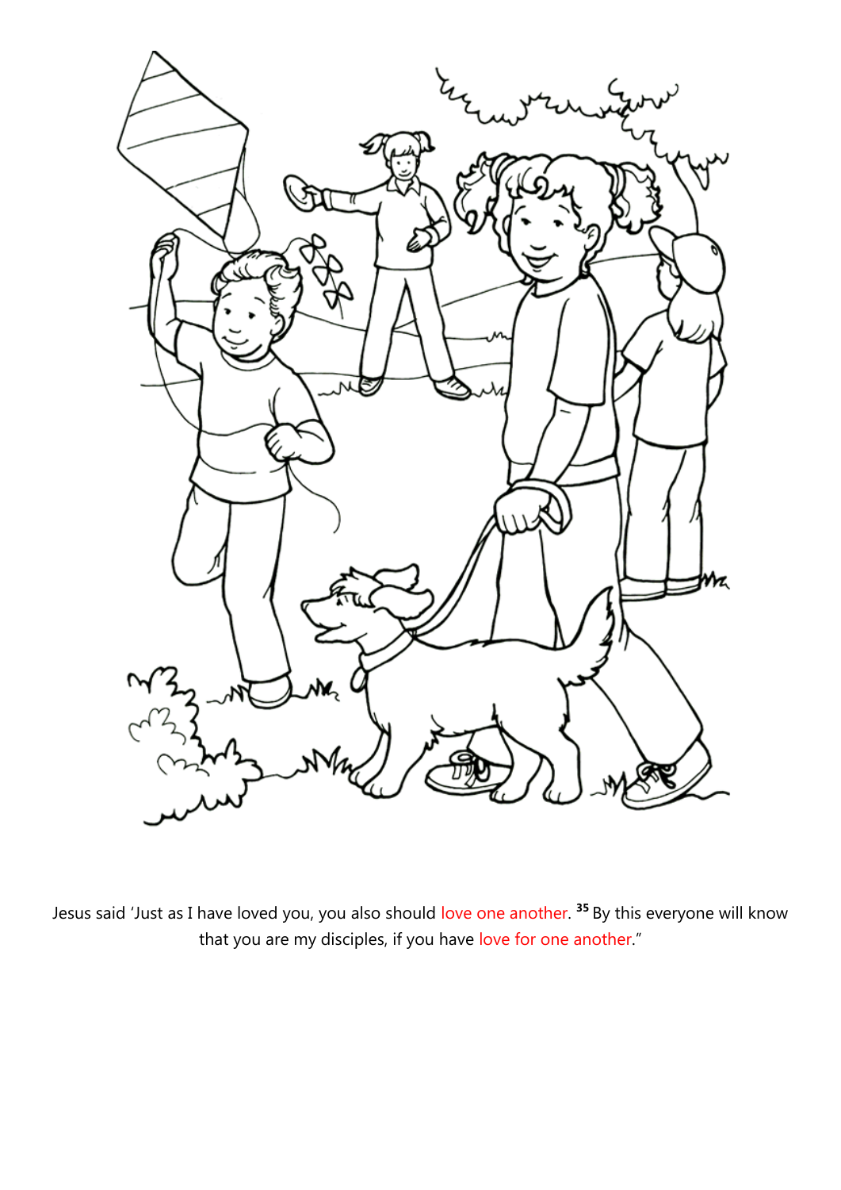Jesus said ‘Just as I have loved you, you also should love one another. [35] By this everyone will know that you are my disciples, if you have love for one another.”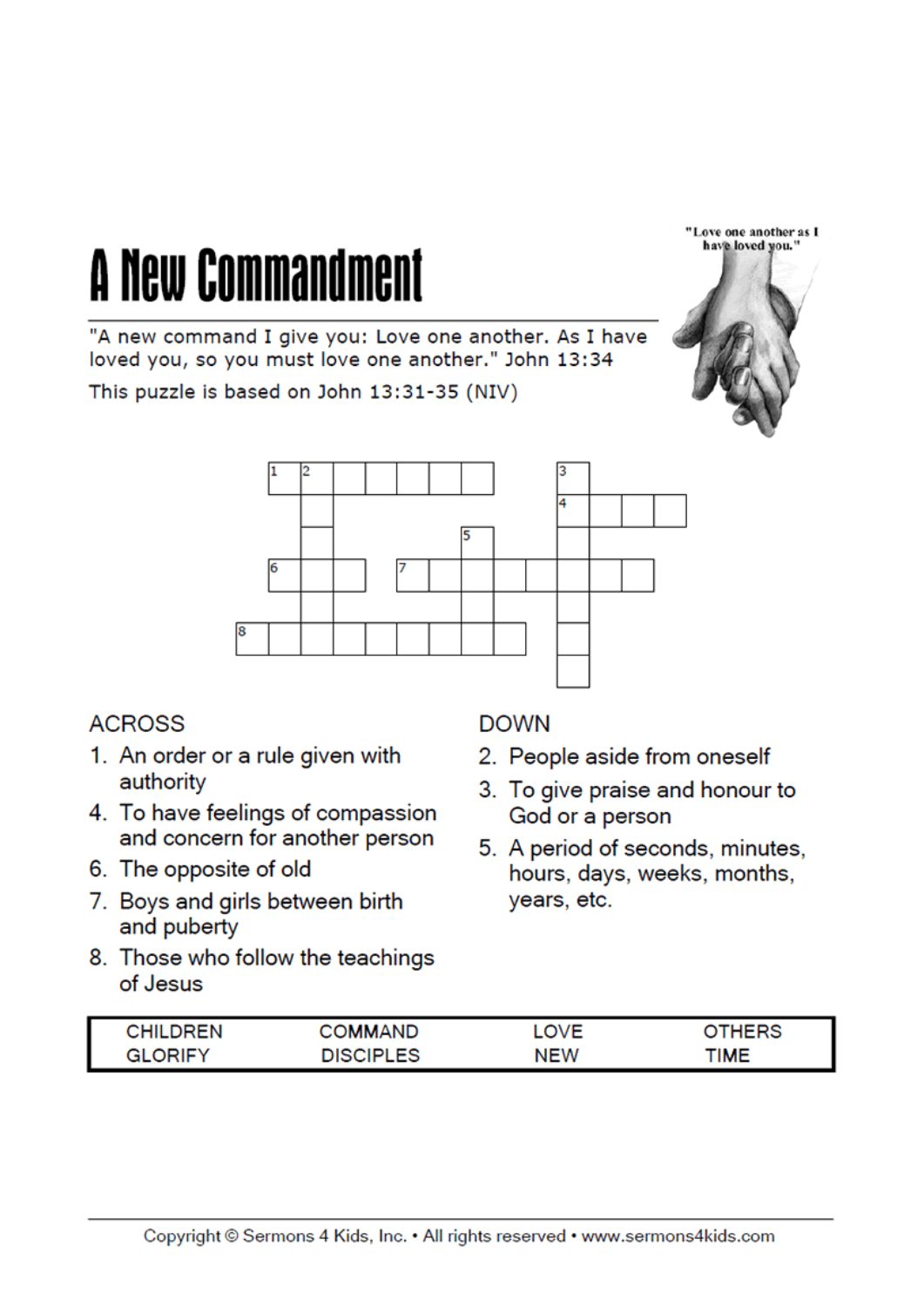# A New Commandment

"A new command I give you: Love one another. As I have loved you, so you must love one another." John 13:34

This puzzle is based on John 13:31-35 (NIV)

"Love one another as I have loved you."

ACROSS

1. An order or a rule given with authority
4. To have feelings of compassion and concern for another person
6. The opposite of old
7. Boys and girls between birth and puberty
8. Those who follow the teachings of Jesus

DOWN

2. People aside from oneself
3. To give praise and honour to God or a person
5. A period of seconds, minutes, hours, days, weeks, months, years, etc.

| CHILDREN | COMMAND | LOVE | OTHERS |
|---|---|---|---|
| GLORIFY | DISCIPLES | NEW | TIME |

Copyright © Sermons 4 Kids, Inc. • All rights reserved • www.sermons4kids.com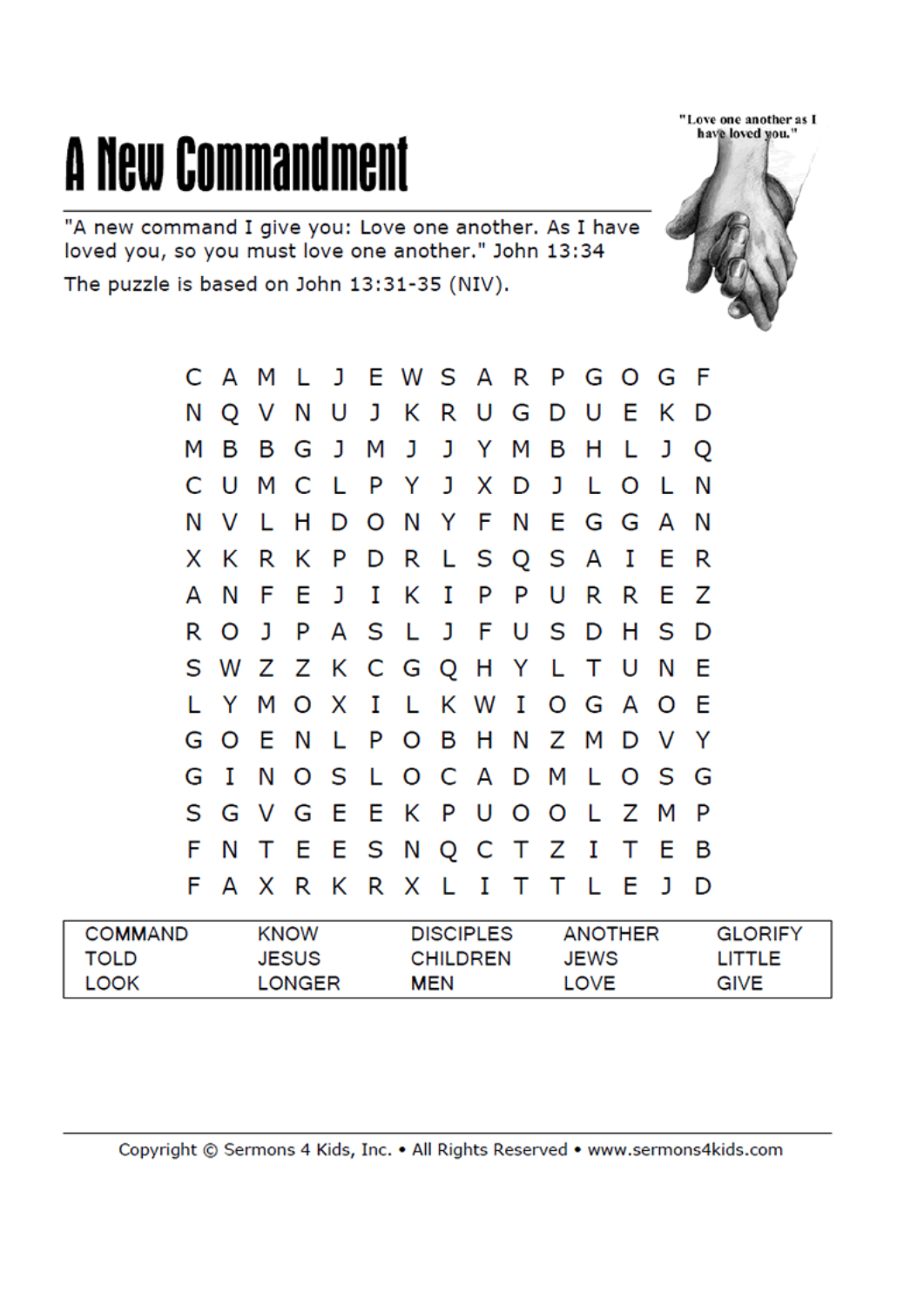# A New Commandment

"A new command I give you: Love one another. As I have loved you, so you must love one another." John 13:34

The puzzle is based on John 13:31-35 (NIV).

```
C A M L J E W S A R P G O G F
N Q V N U J K R U G D U E K D
M B B G J M J J Y M B H L J Q
C U M C L P Y J X D J L O L N
N V L H D O N Y F N E G G A N
X K R K P D R L S Q S A I E R
A N F E J I K I P P U R R E Z
R O J P A S L J F U S D H S D
S W Z Z K C G Q H Y L T U N E
L Y M O X I L K W I O G A O E
G O E N L P O B H N Z M D V Y
G I N O S L O C A D M L O S G
S G V G E E K P U O O L Z M P
F N T E E S N Q C T Z I T E B
F A X R K R X L I T T L E J D
```

| | | | | |
|---|---|---|---|---|
| COMMAND | KNOW | DISCIPLES | ANOTHER | GLORIFY |
| TOLD | JESUS | CHILDREN | JEWS | LITTLE |
| LOOK | LONGER | MEN | LOVE | GIVE |

Copyright © Sermons 4 Kids, Inc. • All Rights Reserved • www.sermons4kids.com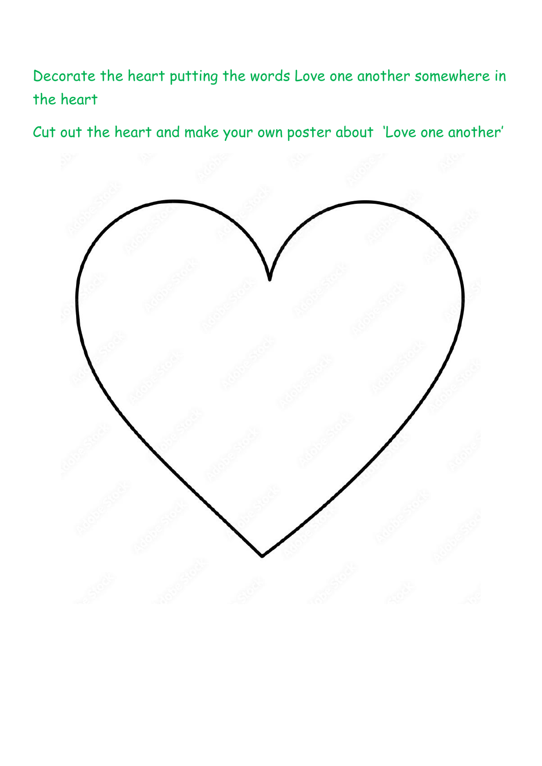Decorate the heart putting the words Love one another somewhere in the heart

Cut out the heart and make your own poster about 'Love one another'